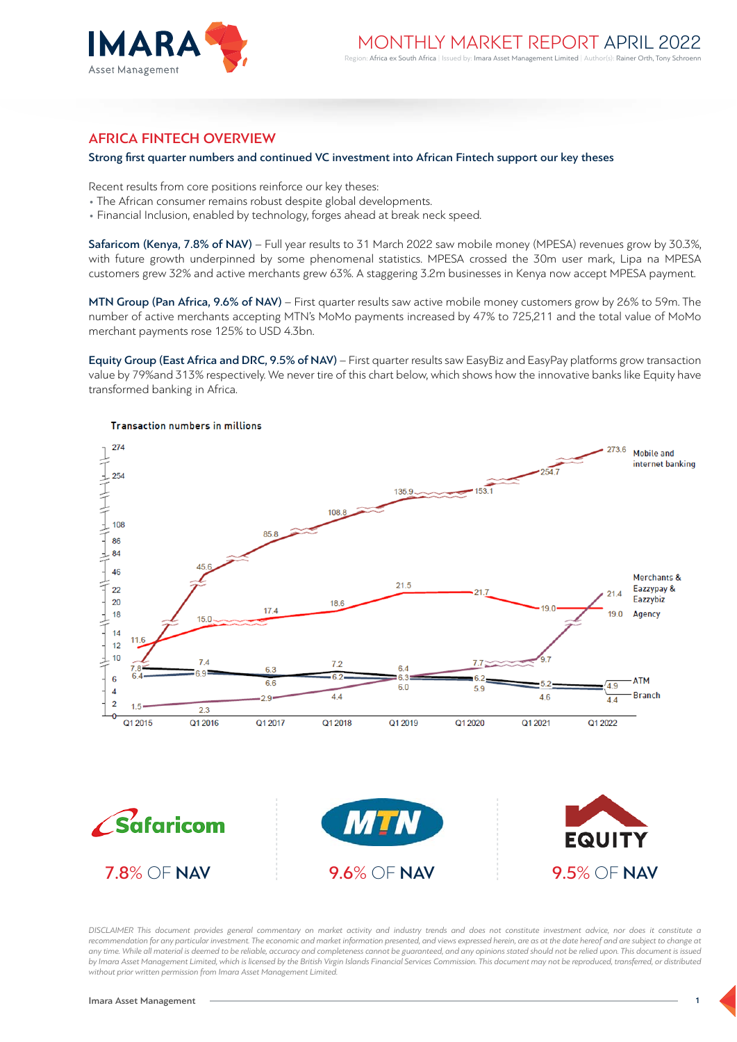# MONTHLY MARKET REPORT APRIL 2022

Region: Africa ex South Africa | Issued by: Imara Asset Management Limited | Author(s): Rainer Orth, Tony Schroenn

## AFRICA FINTECH OVERVIEW

### Strong first quarter numbers and continued VC investment into African Fintech support our key theses

Recent results from core positions reinforce our key theses:

- The African consumer remains robust despite global developments.
- Financial Inclusion, enabled by technology, forges ahead at break neck speed.

**Safaricom (Kenya, 7.8% of NAV)** – Full year results to 31 March 2022 saw mobile money (MPESA) revenues grow by 30.3%, with future growth underpinned by some phenomenal statistics. MPESA crossed the 30m user mark, Lipa na MPESA customers grew 32% and active merchants grew 63%. A staggering 3.2m businesses in Kenya now accept MPESA payment.

**MTN Group (Pan Africa, 9.6% of NAV)** – First quarter results saw active mobile money customers grow by 26% to 59m. The number of active merchants accepting MTN's MoMo payments increased by 47% to 725,211 and the total value of MoMo merchant payments rose 125% to USD 4.3bn.

**Equity Group (East Africa and DRC, 9.5% of NAV)** – First quarter results saw EasyBiz and EasyPay platforms grow transaction value by 79%and 313% respectively. We never tire of this chart below, which shows how the innovative banks like Equity have transformed banking in Africa.

Transaction numbers in millions

| | Q1 2015 | Q1 2016 | Q1 2017 | Q1 2018 | Q1 2019 | Q1 2020 | Q1 2021 | Q1 2022 |
|---|---|---|---|---|---|---|---|---|
| Mobile and internet banking | 7.8 | 45.6 | 85.8 | 108.8 | 135.9 | 153.1 | 254.7 | 273.6 |
| Merchants & Eazzypay & Eazzybiz | 1.5 | 2.3 | 2.9 | 4.4 | 6.3 | 7.7 | 9.7 | 21.4 |
| Agency | 11.6 | 15.0 | 17.4 | 18.6 | 21.5 | 21.7 | 19.0 | 19.0 |
| ATM | 7.8 | 7.4 | 6.3 | 7.2 | 6.4 | 6.2 | 5.2 | 4.9 |
| Branch | 6.4 | 6.9 | 6.6 | 6.2 | 6.0 | 5.9 | 4.6 | 4.4 |

Safaricom 7.8% OF NAV

MTN 9.6% OF NAV

EQUITY 9.5% OF NAV

*DISCLAIMER This document provides general commentary on market activity and industry trends and does not constitute investment advice, nor does it constitute a recommendation for any particular investment. The economic and market information presented, and views expressed herein, are as at the date hereof and are subject to change at any time. While all material is deemed to be reliable, accuracy and completeness cannot be guaranteed, and any opinions stated should not be relied upon. This document is issued by Imara Asset Management Limited, which is licensed by the British Virgin Islands Financial Services Commission. This document may not be reproduced, transferred, or distributed without prior written permission from Imara Asset Management Limited.*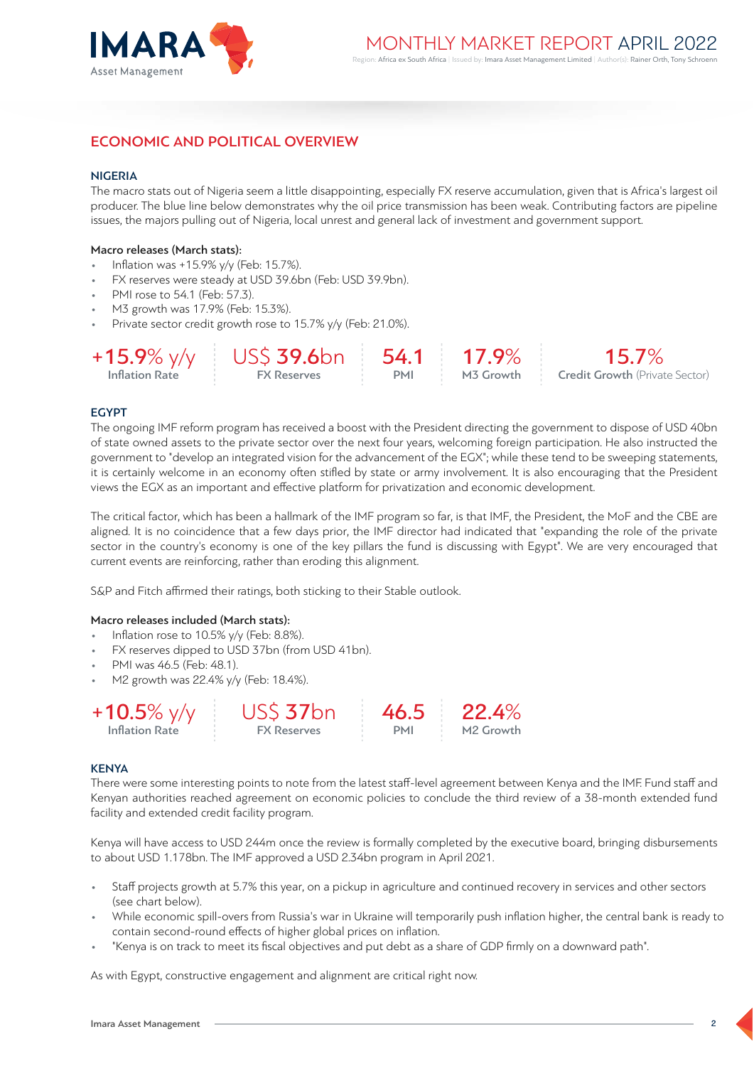## ECONOMIC AND POLITICAL OVERVIEW

### NIGERIA

The macro stats out of Nigeria seem a little disappointing, especially FX reserve accumulation, given that is Africa's largest oil producer. The blue line below demonstrates why the oil price transmission has been weak. Contributing factors are pipeline issues, the majors pulling out of Nigeria, local unrest and general lack of investment and government support.

**Macro releases (March stats):**

- Inflation was +15.9% y/y (Feb: 15.7%).
- FX reserves were steady at USD 39.6bn (Feb: USD 39.9bn).
- PMI rose to 54.1 (Feb: 57.3).
- M3 growth was 17.9% (Feb: 15.3%).
- Private sector credit growth rose to 15.7% y/y (Feb: 21.0%).

| +15.9% y/y | US$ 39.6bn | 54.1 | 17.9% | 15.7% |
|---|---|---|---|---|
| Inflation Rate | FX Reserves | PMI | M3 Growth | Credit Growth (Private Sector) |

### EGYPT

The ongoing IMF reform program has received a boost with the President directing the government to dispose of USD 40bn of state owned assets to the private sector over the next four years, welcoming foreign participation. He also instructed the government to "develop an integrated vision for the advancement of the EGX"; while these tend to be sweeping statements, it is certainly welcome in an economy often stifled by state or army involvement. It is also encouraging that the President views the EGX as an important and effective platform for privatization and economic development.

The critical factor, which has been a hallmark of the IMF program so far, is that IMF, the President, the MoF and the CBE are aligned. It is no coincidence that a few days prior, the IMF director had indicated that "expanding the role of the private sector in the country's economy is one of the key pillars the fund is discussing with Egypt". We are very encouraged that current events are reinforcing, rather than eroding this alignment.

S&P and Fitch affirmed their ratings, both sticking to their Stable outlook.

**Macro releases included (March stats):**

- Inflation rose to 10.5% y/y (Feb: 8.8%).
- FX reserves dipped to USD 37bn (from USD 41bn).
- PMI was 46.5 (Feb: 48.1).
- M2 growth was 22.4% y/y (Feb: 18.4%).

| +10.5% y/y | US$ 37bn | 46.5 | 22.4% |
|---|---|---|---|
| Inflation Rate | FX Reserves | PMI | M2 Growth |

### KENYA

There were some interesting points to note from the latest staff-level agreement between Kenya and the IMF. Fund staff and Kenyan authorities reached agreement on economic policies to conclude the third review of a 38-month extended fund facility and extended credit facility program.

Kenya will have access to USD 244m once the review is formally completed by the executive board, bringing disbursements to about USD 1.178bn. The IMF approved a USD 2.34bn program in April 2021.

- Staff projects growth at 5.7% this year, on a pickup in agriculture and continued recovery in services and other sectors (see chart below).
- While economic spill-overs from Russia's war in Ukraine will temporarily push inflation higher, the central bank is ready to contain second-round effects of higher global prices on inflation.
- "Kenya is on track to meet its fiscal objectives and put debt as a share of GDP firmly on a downward path".

As with Egypt, constructive engagement and alignment are critical right now.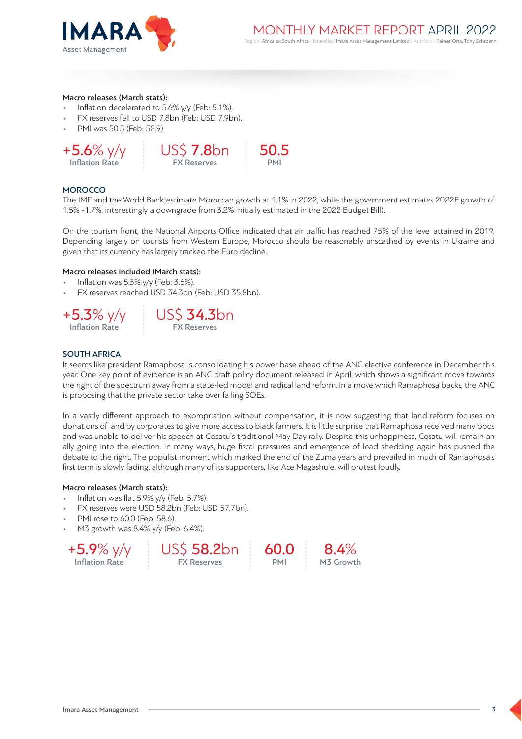**Macro releases (March stats):**

- Inflation decelerated to 5.6% y/y (Feb: 5.1%).
- FX reserves fell to USD 7.8bn (Feb: USD 7.9bn).
- PMI was 50.5 (Feb: 52.9).

| +5.6% y/y | US$ 7.8bn | 50.5 |
|---|---|---|
| Inflation Rate | FX Reserves | PMI |

### MOROCCO

The IMF and the World Bank estimate Moroccan growth at 1.1% in 2022, while the government estimates 2022E growth of 1.5% -1.7%, interestingly a downgrade from 3.2% initially estimated in the 2022 Budget Bill).

On the tourism front, the National Airports Office indicated that air traffic has reached 75% of the level attained in 2019. Depending largely on tourists from Western Europe, Morocco should be reasonably unscathed by events in Ukraine and given that its currency has largely tracked the Euro decline.

**Macro releases included (March stats):**

- Inflation was 5.3% y/y (Feb: 3.6%).
- FX reserves reached USD 34.3bn (Feb: USD 35.8bn).

| +5.3% y/y | US$ 34.3bn |
|---|---|
| Inflation Rate | FX Reserves |

### SOUTH AFRICA

It seems like president Ramaphosa is consolidating his power base ahead of the ANC elective conference in December this year. One key point of evidence is an ANC draft policy document released in April, which shows a significant move towards the right of the spectrum away from a state-led model and radical land reform. In a move which Ramaphosa backs, the ANC is proposing that the private sector take over failing SOEs.

In a vastly different approach to expropriation without compensation, it is now suggesting that land reform focuses on donations of land by corporates to give more access to black farmers. It is little surprise that Ramaphosa received many boos and was unable to deliver his speech at Cosatu's traditional May Day rally. Despite this unhappiness, Cosatu will remain an ally going into the election. In many ways, huge fiscal pressures and emergence of load shedding again has pushed the debate to the right. The populist moment which marked the end of the Zuma years and prevailed in much of Ramaphosa's first term is slowly fading, although many of its supporters, like Ace Magashule, will protest loudly.

**Macro releases (March stats):**

- Inflation was flat 5.9% y/y (Feb: 5.7%).
- FX reserves were USD 58.2bn (Feb: USD 57.7bn).
- PMI rose to 60.0 (Feb: 58.6).
- M3 growth was 8.4% y/y (Feb: 6.4%).

| +5.9% y/y | US$ 58.2bn | 60.0 | 8.4% |
|---|---|---|---|
| Inflation Rate | FX Reserves | PMI | M3 Growth |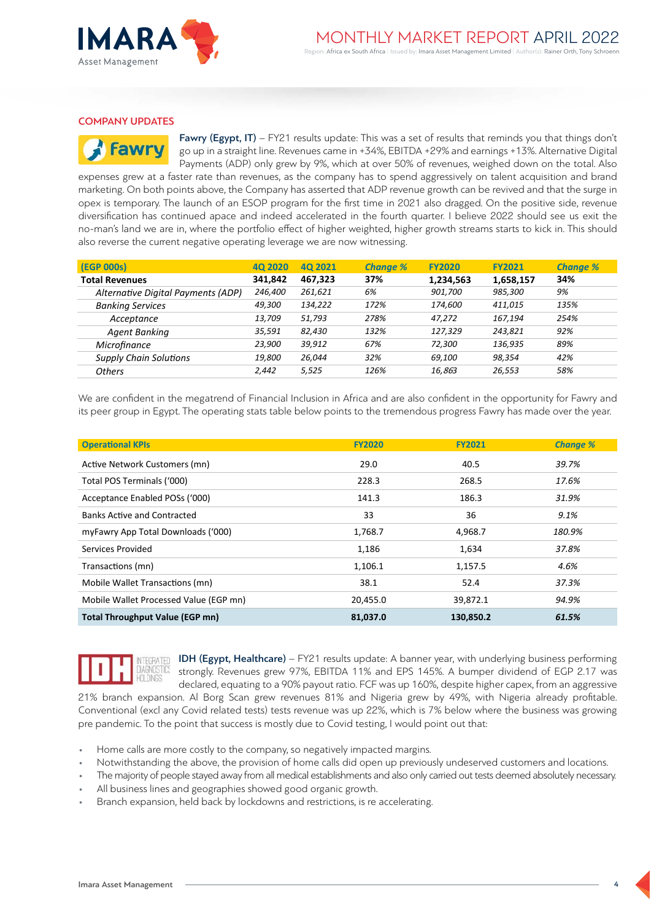## COMPANY UPDATES

**Fawry (Egypt, IT)** – FY21 results update: This was a set of results that reminds you that things don't go up in a straight line. Revenues came in +34%, EBITDA +29% and earnings +13%. Alternative Digital Payments (ADP) only grew by 9%, which at over 50% of revenues, weighed down on the total. Also expenses grew at a faster rate than revenues, as the company has to spend aggressively on talent acquisition and brand marketing. On both points above, the Company has asserted that ADP revenue growth can be revived and that the surge in opex is temporary. The launch of an ESOP program for the first time in 2021 also dragged. On the positive side, revenue diversification has continued apace and indeed accelerated in the fourth quarter. I believe 2022 should see us exit the no-man's land we are in, where the portfolio effect of higher weighted, higher growth streams starts to kick in. This should also reverse the current negative operating leverage we are now witnessing.

| (EGP 000s) | 4Q 2020 | 4Q 2021 | Change % | FY2020 | FY2021 | Change % |
|---|---|---|---|---|---|---|
| **Total Revenues** | **341,842** | **467,323** | **37%** | **1,234,563** | **1,658,157** | **34%** |
| *Alternative Digital Payments (ADP)* | *246,400* | *261,621* | *6%* | *901,700* | *985,300* | *9%* |
| *Banking Services* | *49,300* | *134,222* | *172%* | *174,600* | *411,015* | *135%* |
| *Acceptance* | *13,709* | *51,793* | *278%* | *47,272* | *167,194* | *254%* |
| *Agent Banking* | *35,591* | *82,430* | *132%* | *127,329* | *243,821* | *92%* |
| *Microfinance* | *23,900* | *39,912* | *67%* | *72,300* | *136,935* | *89%* |
| *Supply Chain Solutions* | *19,800* | *26,044* | *32%* | *69,100* | *98,354* | *42%* |
| *Others* | *2,442* | *5,525* | *126%* | *16,863* | *26,553* | *58%* |

We are confident in the megatrend of Financial Inclusion in Africa and are also confident in the opportunity for Fawry and its peer group in Egypt. The operating stats table below points to the tremendous progress Fawry has made over the year.

| Operational KPIs | FY2020 | FY2021 | Change % |
|---|---|---|---|
| Active Network Customers (mn) | 29.0 | 40.5 | *39.7%* |
| Total POS Terminals ('000) | 228.3 | 268.5 | *17.6%* |
| Acceptance Enabled POSs ('000) | 141.3 | 186.3 | *31.9%* |
| Banks Active and Contracted | 33 | 36 | *9.1%* |
| myFawry App Total Downloads ('000) | 1,768.7 | 4,968.7 | *180.9%* |
| Services Provided | 1,186 | 1,634 | *37.8%* |
| Transactions (mn) | 1,106.1 | 1,157.5 | *4.6%* |
| Mobile Wallet Transactions (mn) | 38.1 | 52.4 | *37.3%* |
| Mobile Wallet Processed Value (EGP mn) | 20,455.0 | 39,872.1 | *94.9%* |
| **Total Throughput Value (EGP mn)** | **81,037.0** | **130,850.2** | ***61.5%*** |

**IDH (Egypt, Healthcare)** – FY21 results update: A banner year, with underlying business performing strongly. Revenues grew 97%, EBITDA 11% and EPS 145%. A bumper dividend of EGP 2.17 was declared, equating to a 90% payout ratio. FCF was up 160%, despite higher capex, from an aggressive 21% branch expansion. Al Borg Scan grew revenues 81% and Nigeria grew by 49%, with Nigeria already profitable. Conventional (excl any Covid related tests) tests revenue was up 22%, which is 7% below where the business was growing pre pandemic. To the point that success is mostly due to Covid testing, I would point out that:

- Home calls are more costly to the company, so negatively impacted margins.
- Notwithstanding the above, the provision of home calls did open up previously undeserved customers and locations.
- The majority of people stayed away from all medical establishments and also only carried out tests deemed absolutely necessary.
- All business lines and geographies showed good organic growth.
- Branch expansion, held back by lockdowns and restrictions, is re accelerating.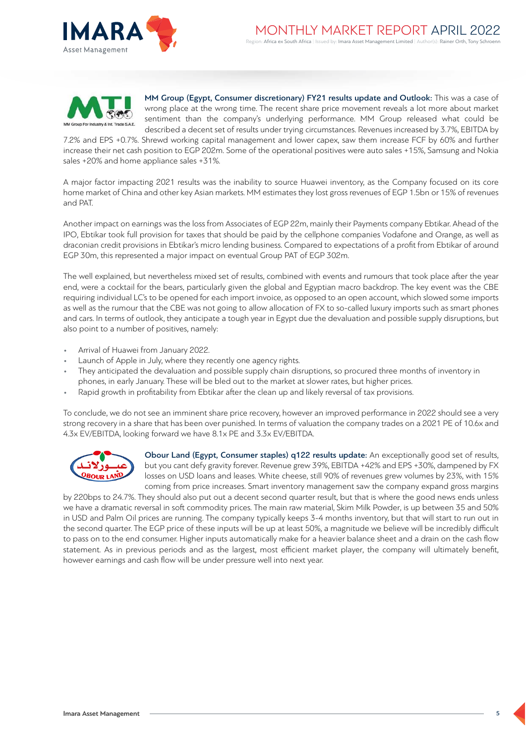**MM Group (Egypt, Consumer discretionary) FY21 results update and Outlook:** This was a case of wrong place at the wrong time. The recent share price movement reveals a lot more about market sentiment than the company's underlying performance. MM Group released what could be described a decent set of results under trying circumstances. Revenues increased by 3.7%, EBITDA by 7.2% and EPS +0.7%. Shrewd working capital management and lower capex, saw them increase FCF by 60% and further increase their net cash position to EGP 202m. Some of the operational positives were auto sales +15%, Samsung and Nokia sales +20% and home appliance sales +31%.

A major factor impacting 2021 results was the inability to source Huawei inventory, as the Company focused on its core home market of China and other key Asian markets. MM estimates they lost gross revenues of EGP 1.5bn or 15% of revenues and PAT.

Another impact on earnings was the loss from Associates of EGP 22m, mainly their Payments company Ebtikar. Ahead of the IPO, Ebtikar took full provision for taxes that should be paid by the cellphone companies Vodafone and Orange, as well as draconian credit provisions in Ebtikar's micro lending business. Compared to expectations of a profit from Ebtikar of around EGP 30m, this represented a major impact on eventual Group PAT of EGP 302m.

The well explained, but nevertheless mixed set of results, combined with events and rumours that took place after the year end, were a cocktail for the bears, particularly given the global and Egyptian macro backdrop. The key event was the CBE requiring individual LC's to be opened for each import invoice, as opposed to an open account, which slowed some imports as well as the rumour that the CBE was not going to allow allocation of FX to so-called luxury imports such as smart phones and cars. In terms of outlook, they anticipate a tough year in Egypt due the devaluation and possible supply disruptions, but also point to a number of positives, namely:

- Arrival of Huawei from January 2022.
- Launch of Apple in July, where they recently one agency rights.
- They anticipated the devaluation and possible supply chain disruptions, so procured three months of inventory in phones, in early January. These will be bled out to the market at slower rates, but higher prices.
- Rapid growth in profitability from Ebtikar after the clean up and likely reversal of tax provisions.

To conclude, we do not see an imminent share price recovery, however an improved performance in 2022 should see a very strong recovery in a share that has been over punished. In terms of valuation the company trades on a 2021 PE of 10.6x and 4.3x EV/EBITDA, looking forward we have 8.1x PE and 3.3x EV/EBITDA.

**Obour Land (Egypt, Consumer staples) q122 results update:** An exceptionally good set of results, but you cant defy gravity forever. Revenue grew 39%, EBITDA +42% and EPS +30%, dampened by FX losses on USD loans and leases. White cheese, still 90% of revenues grew volumes by 23%, with 15% coming from price increases. Smart inventory management saw the company expand gross margins by 220bps to 24.7%. They should also put out a decent second quarter result, but that is where the good news ends unless we have a dramatic reversal in soft commodity prices. The main raw material, Skim Milk Powder, is up between 35 and 50% in USD and Palm Oil prices are running. The company typically keeps 3-4 months inventory, but that will start to run out in the second quarter. The EGP price of these inputs will be up at least 50%, a magnitude we believe will be incredibly difficult to pass on to the end consumer. Higher inputs automatically make for a heavier balance sheet and a drain on the cash flow statement. As in previous periods and as the largest, most efficient market player, the company will ultimately benefit, however earnings and cash flow will be under pressure well into next year.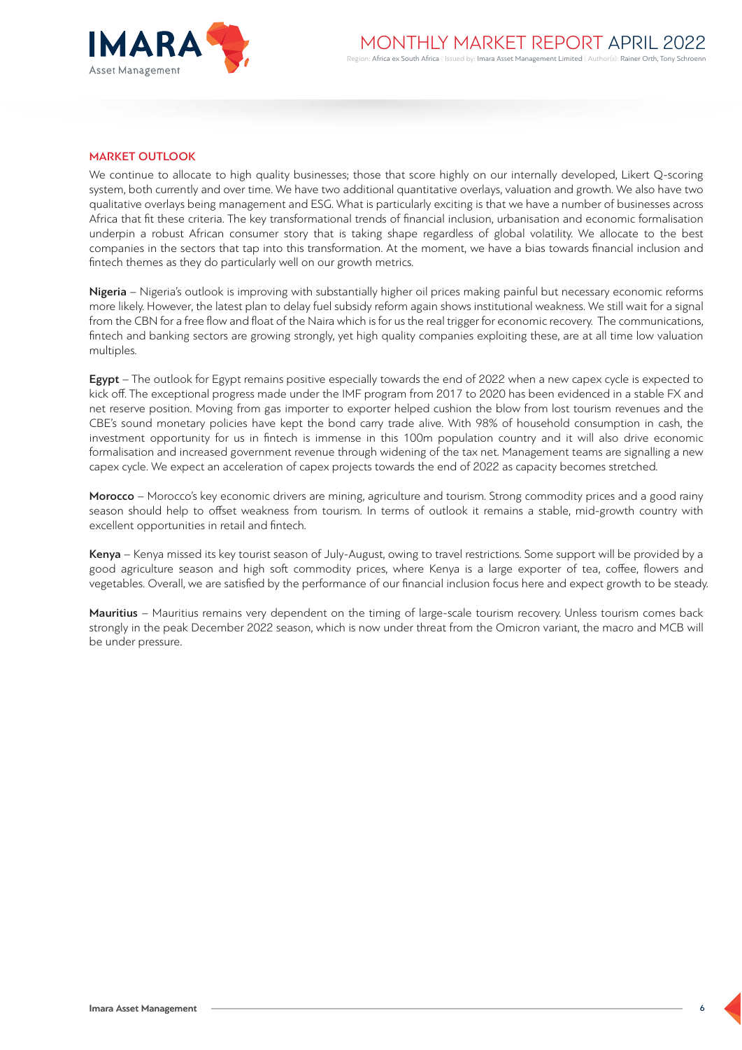## MARKET OUTLOOK

We continue to allocate to high quality businesses; those that score highly on our internally developed, Likert Q-scoring system, both currently and over time. We have two additional quantitative overlays, valuation and growth. We also have two qualitative overlays being management and ESG. What is particularly exciting is that we have a number of businesses across Africa that fit these criteria. The key transformational trends of financial inclusion, urbanisation and economic formalisation underpin a robust African consumer story that is taking shape regardless of global volatility. We allocate to the best companies in the sectors that tap into this transformation. At the moment, we have a bias towards financial inclusion and fintech themes as they do particularly well on our growth metrics.

**Nigeria** – Nigeria's outlook is improving with substantially higher oil prices making painful but necessary economic reforms more likely. However, the latest plan to delay fuel subsidy reform again shows institutional weakness. We still wait for a signal from the CBN for a free flow and float of the Naira which is for us the real trigger for economic recovery. The communications, fintech and banking sectors are growing strongly, yet high quality companies exploiting these, are at all time low valuation multiples.

**Egypt** – The outlook for Egypt remains positive especially towards the end of 2022 when a new capex cycle is expected to kick off. The exceptional progress made under the IMF program from 2017 to 2020 has been evidenced in a stable FX and net reserve position. Moving from gas importer to exporter helped cushion the blow from lost tourism revenues and the CBE's sound monetary policies have kept the bond carry trade alive. With 98% of household consumption in cash, the investment opportunity for us in fintech is immense in this 100m population country and it will also drive economic formalisation and increased government revenue through widening of the tax net. Management teams are signalling a new capex cycle. We expect an acceleration of capex projects towards the end of 2022 as capacity becomes stretched.

**Morocco** – Morocco's key economic drivers are mining, agriculture and tourism. Strong commodity prices and a good rainy season should help to offset weakness from tourism. In terms of outlook it remains a stable, mid-growth country with excellent opportunities in retail and fintech.

**Kenya** – Kenya missed its key tourist season of July-August, owing to travel restrictions. Some support will be provided by a good agriculture season and high soft commodity prices, where Kenya is a large exporter of tea, coffee, flowers and vegetables. Overall, we are satisfied by the performance of our financial inclusion focus here and expect growth to be steady.

**Mauritius** – Mauritius remains very dependent on the timing of large-scale tourism recovery. Unless tourism comes back strongly in the peak December 2022 season, which is now under threat from the Omicron variant, the macro and MCB will be under pressure.